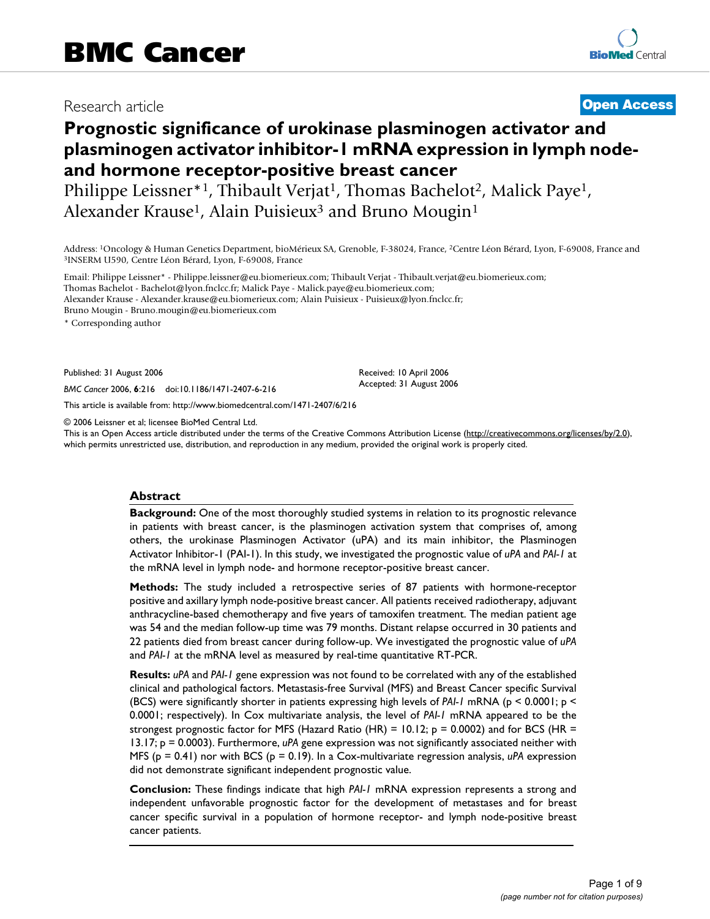Research article

**Open Access**

# Prognostic significance of urokinase plasminogen activator and plasminogen activator inhibitor-1 mRNA expression in lymph node- and hormone receptor-positive breast cancer

Philippe Leissner*[1], Thibault Verjat[1], Thomas Bachelot[2], Malick Paye[1], Alexander Krause[1], Alain Puisieux[3] and Bruno Mougin[1]

Address: [1]Oncology & Human Genetics Department, bioMérieux SA, Grenoble, F-38024, France, [2]Centre Léon Bérard, Lyon, F-69008, France and [3]INSERM U590, Centre Léon Bérard, Lyon, F-69008, France

Email: Philippe Leissner* - Philippe.leissner@eu.biomerieux.com; Thibault Verjat - Thibault.verjat@eu.biomerieux.com; Thomas Bachelot - Bachelot@lyon.fnclcc.fr; Malick Paye - Malick.paye@eu.biomerieux.com; Alexander Krause - Alexander.krause@eu.biomerieux.com; Alain Puisieux - Puisieux@lyon.fnclcc.fr; Bruno Mougin - Bruno.mougin@eu.biomerieux.com

\* Corresponding author

Published: 31 August 2006

*BMC Cancer* 2006, **6**:216 doi:10.1186/1471-2407-6-216

Received: 10 April 2006
Accepted: 31 August 2006

This article is available from: http://www.biomedcentral.com/1471-2407/6/216

© 2006 Leissner et al; licensee BioMed Central Ltd.
This is an Open Access article distributed under the terms of the Creative Commons Attribution License (http://creativecommons.org/licenses/by/2.0), which permits unrestricted use, distribution, and reproduction in any medium, provided the original work is properly cited.

## Abstract

**Background:** One of the most thoroughly studied systems in relation to its prognostic relevance in patients with breast cancer, is the plasminogen activation system that comprises of, among others, the urokinase Plasminogen Activator (uPA) and its main inhibitor, the Plasminogen Activator Inhibitor-1 (PAI-1). In this study, we investigated the prognostic value of *uPA* and *PAI-1* at the mRNA level in lymph node- and hormone receptor-positive breast cancer.

**Methods:** The study included a retrospective series of 87 patients with hormone-receptor positive and axillary lymph node-positive breast cancer. All patients received radiotherapy, adjuvant anthracycline-based chemotherapy and five years of tamoxifen treatment. The median patient age was 54 and the median follow-up time was 79 months. Distant relapse occurred in 30 patients and 22 patients died from breast cancer during follow-up. We investigated the prognostic value of *uPA* and *PAI-1* at the mRNA level as measured by real-time quantitative RT-PCR.

**Results:** *uPA* and *PAI-1* gene expression was not found to be correlated with any of the established clinical and pathological factors. Metastasis-free Survival (MFS) and Breast Cancer specific Survival (BCS) were significantly shorter in patients expressing high levels of *PAI-1* mRNA ($p < 0.0001$; $p < 0.0001$; respectively). In Cox multivariate analysis, the level of *PAI-1* mRNA appeared to be the strongest prognostic factor for MFS (Hazard Ratio (HR) = 10.12; $p = 0.0002$) and for BCS (HR = 13.17; $p = 0.0003$). Furthermore, *uPA* gene expression was not significantly associated neither with MFS ($p = 0.41$) nor with BCS ($p = 0.19$). In a Cox-multivariate regression analysis, *uPA* expression did not demonstrate significant independent prognostic value.

**Conclusion:** These findings indicate that high *PAI-1* mRNA expression represents a strong and independent unfavorable prognostic factor for the development of metastases and for breast cancer specific survival in a population of hormone receptor- and lymph node-positive breast cancer patients.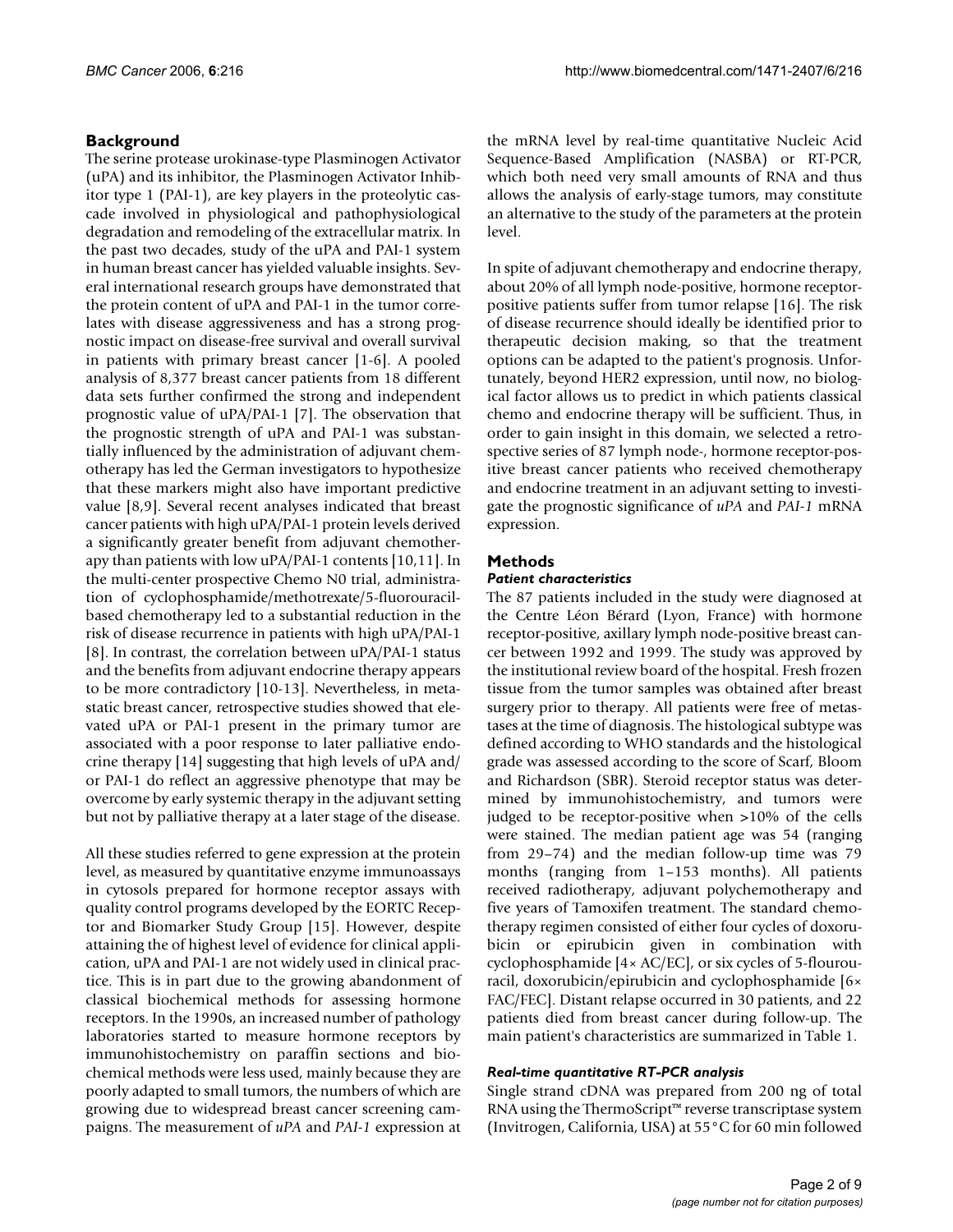## Background

The serine protease urokinase-type Plasminogen Activator (uPA) and its inhibitor, the Plasminogen Activator Inhibitor type 1 (PAI-1), are key players in the proteolytic cascade involved in physiological and pathophysiological degradation and remodeling of the extracellular matrix. In the past two decades, study of the uPA and PAI-1 system in human breast cancer has yielded valuable insights. Several international research groups have demonstrated that the protein content of uPA and PAI-1 in the tumor correlates with disease aggressiveness and has a strong prognostic impact on disease-free survival and overall survival in patients with primary breast cancer [1-6]. A pooled analysis of 8,377 breast cancer patients from 18 different data sets further confirmed the strong and independent prognostic value of uPA/PAI-1 [7]. The observation that the prognostic strength of uPA and PAI-1 was substantially influenced by the administration of adjuvant chemotherapy has led the German investigators to hypothesize that these markers might also have important predictive value [8,9]. Several recent analyses indicated that breast cancer patients with high uPA/PAI-1 protein levels derived a significantly greater benefit from adjuvant chemotherapy than patients with low uPA/PAI-1 contents [10,11]. In the multi-center prospective Chemo N0 trial, administration of cyclophosphamide/methotrexate/5-fluorouracil-based chemotherapy led to a substantial reduction in the risk of disease recurrence in patients with high uPA/PAI-1 [8]. In contrast, the correlation between uPA/PAI-1 status and the benefits from adjuvant endocrine therapy appears to be more contradictory [10-13]. Nevertheless, in metastatic breast cancer, retrospective studies showed that elevated uPA or PAI-1 present in the primary tumor are associated with a poor response to later palliative endocrine therapy [14] suggesting that high levels of uPA and/or PAI-1 do reflect an aggressive phenotype that may be overcome by early systemic therapy in the adjuvant setting but not by palliative therapy at a later stage of the disease.

All these studies referred to gene expression at the protein level, as measured by quantitative enzyme immunoassays in cytosols prepared for hormone receptor assays with quality control programs developed by the EORTC Receptor and Biomarker Study Group [15]. However, despite attaining the of highest level of evidence for clinical application, uPA and PAI-1 are not widely used in clinical practice. This is in part due to the growing abandonment of classical biochemical methods for assessing hormone receptors. In the 1990s, an increased number of pathology laboratories started to measure hormone receptors by immunohistochemistry on paraffin sections and biochemical methods were less used, mainly because they are poorly adapted to small tumors, the numbers of which are growing due to widespread breast cancer screening campaigns. The measurement of *uPA* and *PAI-1* expression at the mRNA level by real-time quantitative Nucleic Acid Sequence-Based Amplification (NASBA) or RT-PCR, which both need very small amounts of RNA and thus allows the analysis of early-stage tumors, may constitute an alternative to the study of the parameters at the protein level.

In spite of adjuvant chemotherapy and endocrine therapy, about 20% of all lymph node-positive, hormone receptor-positive patients suffer from tumor relapse [16]. The risk of disease recurrence should ideally be identified prior to therapeutic decision making, so that the treatment options can be adapted to the patient's prognosis. Unfortunately, beyond HER2 expression, until now, no biological factor allows us to predict in which patients classical chemo and endocrine therapy will be sufficient. Thus, in order to gain insight in this domain, we selected a retrospective series of 87 lymph node-, hormone receptor-positive breast cancer patients who received chemotherapy and endocrine treatment in an adjuvant setting to investigate the prognostic significance of *uPA* and *PAI-1* mRNA expression.

## Methods

### *Patient characteristics*

The 87 patients included in the study were diagnosed at the Centre Léon Bérard (Lyon, France) with hormone receptor-positive, axillary lymph node-positive breast cancer between 1992 and 1999. The study was approved by the institutional review board of the hospital. Fresh frozen tissue from the tumor samples was obtained after breast surgery prior to therapy. All patients were free of metastases at the time of diagnosis. The histological subtype was defined according to WHO standards and the histological grade was assessed according to the score of Scarf, Bloom and Richardson (SBR). Steroid receptor status was determined by immunohistochemistry, and tumors were judged to be receptor-positive when >10% of the cells were stained. The median patient age was 54 (ranging from 29–74) and the median follow-up time was 79 months (ranging from 1–153 months). All patients received radiotherapy, adjuvant polychemotherapy and five years of Tamoxifen treatment. The standard chemotherapy regimen consisted of either four cycles of doxorubicin or epirubicin given in combination with cyclophosphamide [4× AC/EC], or six cycles of 5-flourouracil, doxorubicin/epirubicin and cyclophosphamide [6× FAC/FEC]. Distant relapse occurred in 30 patients, and 22 patients died from breast cancer during follow-up. The main patient's characteristics are summarized in Table 1.

### *Real-time quantitative RT-PCR analysis*

Single strand cDNA was prepared from 200 ng of total RNA using the ThermoScript™ reverse transcriptase system (Invitrogen, California, USA) at 55°C for 60 min followed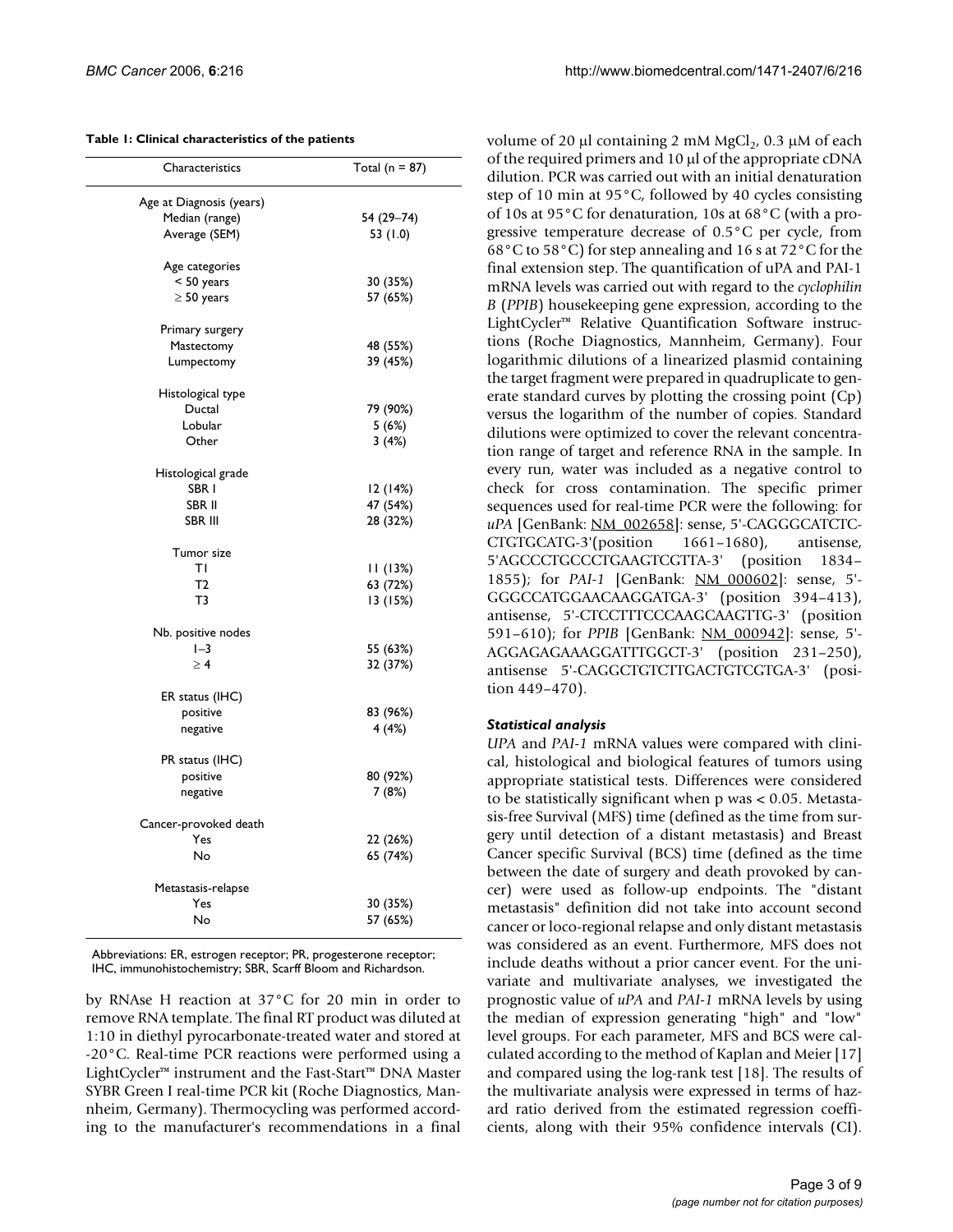**Table 1: Clinical characteristics of the patients**

| Characteristics | Total (n = 87) |
|---|---|
| Age at Diagnosis (years) | |
| Median (range) | 54 (29–74) |
| Average (SEM) | 53 (1.0) |
| Age categories | |
| < 50 years | 30 (35%) |
| ≥ 50 years | 57 (65%) |
| Primary surgery | |
| Mastectomy | 48 (55%) |
| Lumpectomy | 39 (45%) |
| Histological type | |
| Ductal | 79 (90%) |
| Lobular | 5 (6%) |
| Other | 3 (4%) |
| Histological grade | |
| SBR I | 12 (14%) |
| SBR II | 47 (54%) |
| SBR III | 28 (32%) |
| Tumor size | |
| T1 | 11 (13%) |
| T2 | 63 (72%) |
| T3 | 13 (15%) |
| Nb. positive nodes | |
| 1–3 | 55 (63%) |
| ≥ 4 | 32 (37%) |
| ER status (IHC) | |
| positive | 83 (96%) |
| negative | 4 (4%) |
| PR status (IHC) | |
| positive | 80 (92%) |
| negative | 7 (8%) |
| Cancer-provoked death | |
| Yes | 22 (26%) |
| No | 65 (74%) |
| Metastasis-relapse | |
| Yes | 30 (35%) |
| No | 57 (65%) |

Abbreviations: ER, estrogen receptor; PR, progesterone receptor; IHC, immunohistochemistry; SBR, Scarff Bloom and Richardson.

by RNAse H reaction at 37°C for 20 min in order to remove RNA template. The final RT product was diluted at 1:10 in diethyl pyrocarbonate-treated water and stored at -20°C. Real-time PCR reactions were performed using a LightCycler™ instrument and the Fast-Start™ DNA Master SYBR Green I real-time PCR kit (Roche Diagnostics, Mannheim, Germany). Thermocycling was performed according to the manufacturer's recommendations in a final volume of 20 μl containing 2 mM $MgCl_2$, 0.3 μM of each of the required primers and 10 μl of the appropriate cDNA dilution. PCR was carried out with an initial denaturation step of 10 min at 95°C, followed by 40 cycles consisting of 10s at 95°C for denaturation, 10s at 68°C (with a progressive temperature decrease of 0.5°C per cycle, from 68°C to 58°C) for step annealing and 16 s at 72°C for the final extension step. The quantification of uPA and PAI-1 mRNA levels was carried out with regard to the *cyclophilin B* (*PPIB*) housekeeping gene expression, according to the LightCycler™ Relative Quantification Software instructions (Roche Diagnostics, Mannheim, Germany). Four logarithmic dilutions of a linearized plasmid containing the target fragment were prepared in quadruplicate to generate standard curves by plotting the crossing point (Cp) versus the logarithm of the number of copies. Standard dilutions were optimized to cover the relevant concentration range of target and reference RNA in the sample. In every run, water was included as a negative control to check for cross contamination. The specific primer sequences used for real-time PCR were the following: for *uPA* [GenBank: NM_002658]: sense, 5'-CAGGGCATCTCCTGTGCATG-3'(position 1661–1680), antisense, 5'AGCCCTGCCCTGAAGTCGTTA-3' (position 1834–1855); for *PAI-1* [GenBank: NM_000602]: sense, 5'-GGGCCATGGAACAAGGATGA-3' (position 394–413), antisense, 5'-CTCCTTTCCCAAGCAAGTTG-3' (position 591–610); for *PPIB* [GenBank: NM_000942]: sense, 5'-AGGAGAGAAAGGATTTGGCT-3' (position 231–250), antisense 5'-CAGGCTGTCTTGACTGTCGTGA-3' (position 449–470).

### *Statistical analysis*

*UPA* and *PAI-1* mRNA values were compared with clinical, histological and biological features of tumors using appropriate statistical tests. Differences were considered to be statistically significant when p was < 0.05. Metastasis-free Survival (MFS) time (defined as the time from surgery until detection of a distant metastasis) and Breast Cancer specific Survival (BCS) time (defined as the time between the date of surgery and death provoked by cancer) were used as follow-up endpoints. The "distant metastasis" definition did not take into account second cancer or loco-regional relapse and only distant metastasis was considered as an event. Furthermore, MFS does not include deaths without a prior cancer event. For the univariate and multivariate analyses, we investigated the prognostic value of *uPA* and *PAI-1* mRNA levels by using the median of expression generating "high" and "low" level groups. For each parameter, MFS and BCS were calculated according to the method of Kaplan and Meier [17] and compared using the log-rank test [18]. The results of the multivariate analysis were expressed in terms of hazard ratio derived from the estimated regression coefficients, along with their 95% confidence intervals (CI).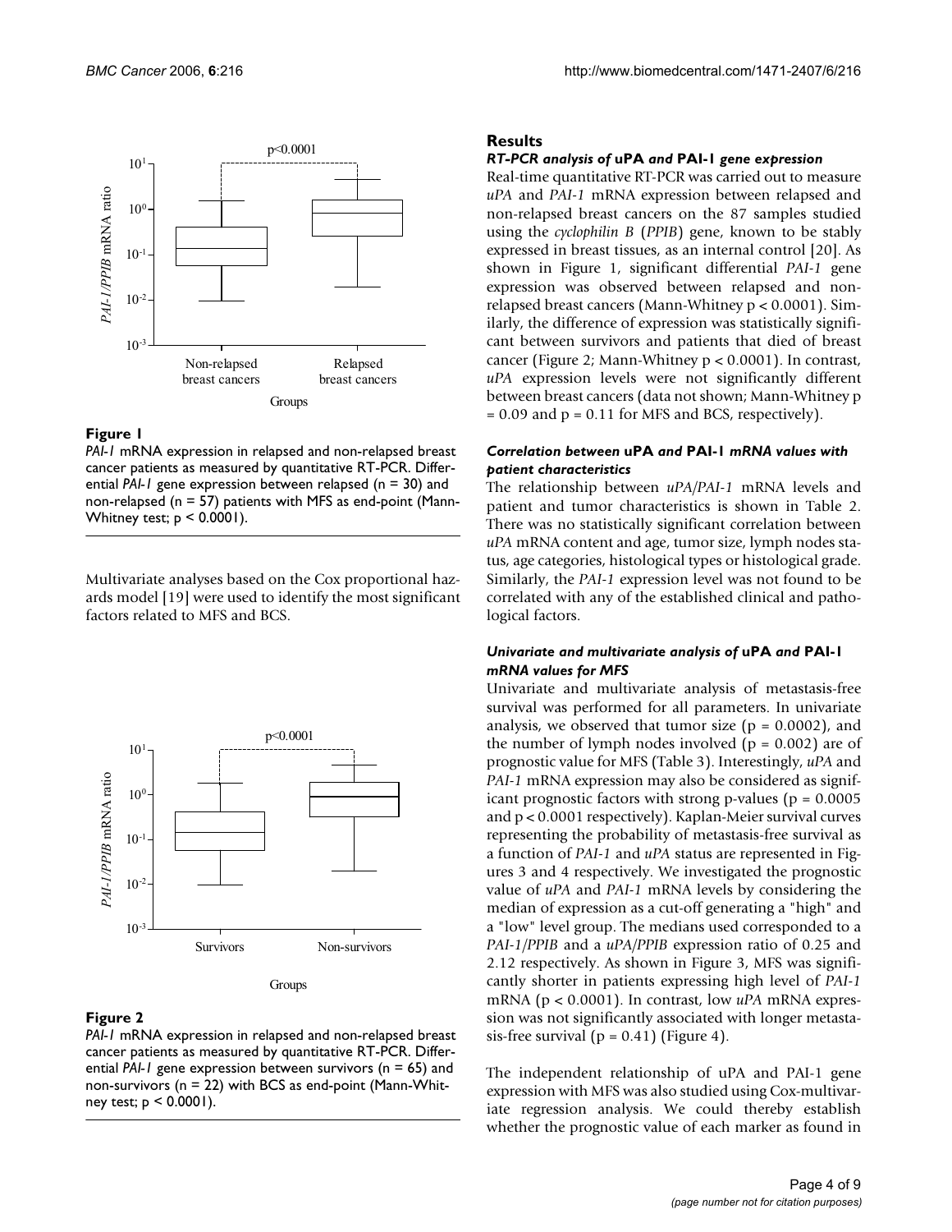**Figure 1**

*PAI-1* mRNA expression in relapsed and non-relapsed breast cancer patients as measured by quantitative RT-PCR. Differential *PAI-1* gene expression between relapsed (n = 30) and non-relapsed (n = 57) patients with MFS as end-point (Mann-Whitney test; $p < 0.0001$).

Multivariate analyses based on the Cox proportional hazards model [19] were used to identify the most significant factors related to MFS and BCS.

**Figure 2**

*PAI-1* mRNA expression in relapsed and non-relapsed breast cancer patients as measured by quantitative RT-PCR. Differential *PAI-1* gene expression between survivors (n = 65) and non-survivors (n = 22) with BCS as end-point (Mann-Whitney test; $p < 0.0001$).

## Results

### *RT-PCR analysis of* uPA *and* PAI-1 *gene expression*

Real-time quantitative RT-PCR was carried out to measure *uPA* and *PAI-1* mRNA expression between relapsed and non-relapsed breast cancers on the 87 samples studied using the *cyclophilin B* (*PPIB*) gene, known to be stably expressed in breast tissues, as an internal control [20]. As shown in Figure 1, significant differential *PAI-1* gene expression was observed between relapsed and non-relapsed breast cancers (Mann-Whitney $p < 0.0001$). Similarly, the difference of expression was statistically significant between survivors and patients that died of breast cancer (Figure 2; Mann-Whitney $p < 0.0001$). In contrast, *uPA* expression levels were not significantly different between breast cancers (data not shown; Mann-Whitney $p = 0.09$ and $p = 0.11$ for MFS and BCS, respectively).

### *Correlation between* uPA *and* PAI-1 *mRNA values with patient characteristics*

The relationship between *uPA*/*PAI-1* mRNA levels and patient and tumor characteristics is shown in Table 2. There was no statistically significant correlation between *uPA* mRNA content and age, tumor size, lymph nodes status, age categories, histological types or histological grade. Similarly, the *PAI-1* expression level was not found to be correlated with any of the established clinical and pathological factors.

### *Univariate and multivariate analysis of* uPA *and* PAI-1 *mRNA values for MFS*

Univariate and multivariate analysis of metastasis-free survival was performed for all parameters. In univariate analysis, we observed that tumor size ($p = 0.0002$), and the number of lymph nodes involved ($p = 0.002$) are of prognostic value for MFS (Table 3). Interestingly, *uPA* and *PAI-1* mRNA expression may also be considered as significant prognostic factors with strong p-values ($p = 0.0005$ and $p < 0.0001$ respectively). Kaplan-Meier survival curves representing the probability of metastasis-free survival as a function of *PAI-1* and *uPA* status are represented in Figures 3 and 4 respectively. We investigated the prognostic value of *uPA* and *PAI-1* mRNA levels by considering the median of expression as a cut-off generating a "high" and a "low" level group. The medians used corresponded to a *PAI-1*/*PPIB* and a *uPA*/*PPIB* expression ratio of 0.25 and 2.12 respectively. As shown in Figure 3, MFS was significantly shorter in patients expressing high level of *PAI-1* mRNA ($p < 0.0001$). In contrast, low *uPA* mRNA expression was not significantly associated with longer metastasis-free survival ($p = 0.41$) (Figure 4).

The independent relationship of uPA and PAI-1 gene expression with MFS was also studied using Cox-multivariate regression analysis. We could thereby establish whether the prognostic value of each marker as found in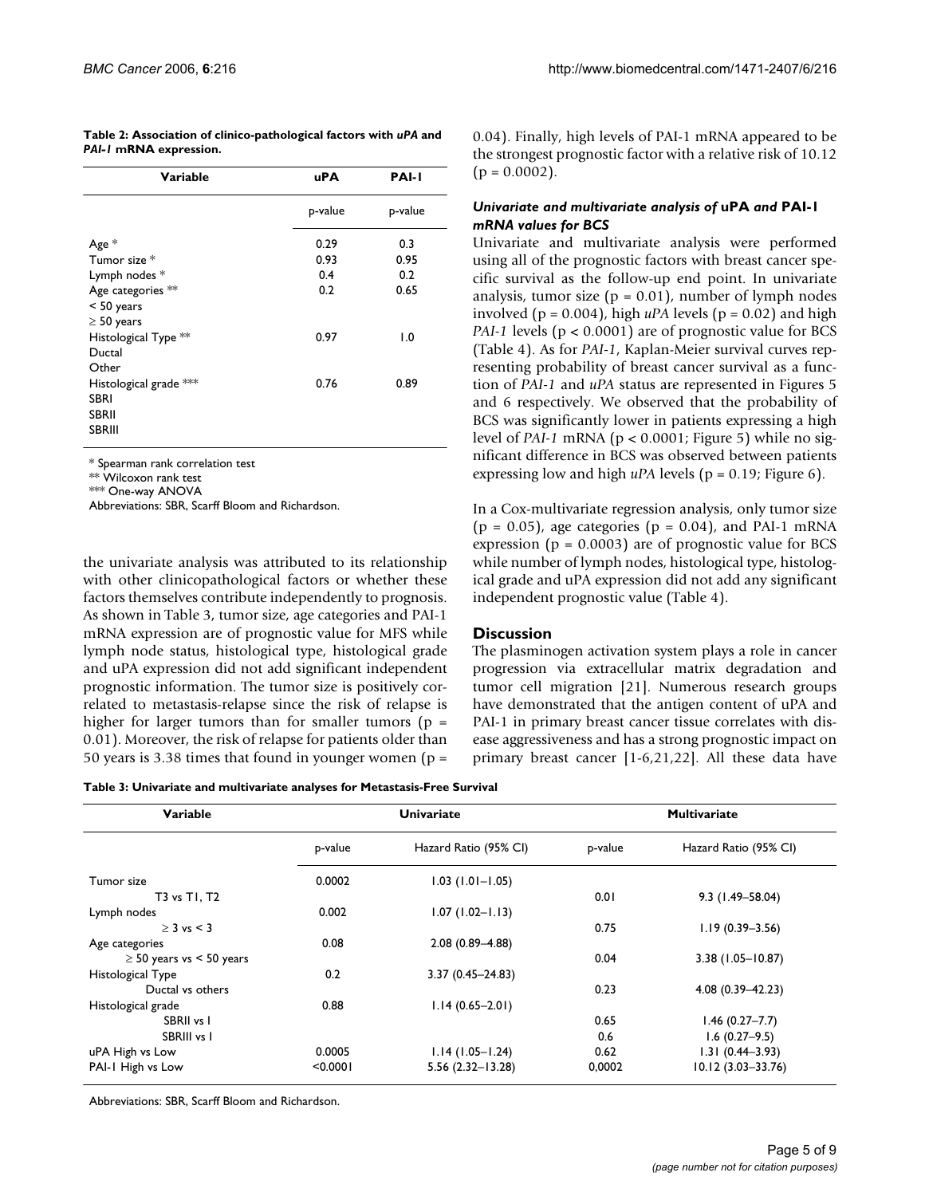**Table 2: Association of clinico-pathological factors with *uPA* and *PAI-1* mRNA expression.**

| Variable | uPA | PAI-1 |
|---|---|---|
| | p-value | p-value |
| Age * | 0.29 | 0.3 |
| Tumor size * | 0.93 | 0.95 |
| Lymph nodes * | 0.4 | 0.2 |
| Age categories ** | 0.2 | 0.65 |
| < 50 years | | |
| ≥ 50 years | | |
| Histological Type ** | 0.97 | 1.0 |
| Ductal | | |
| Other | | |
| Histological grade *** | 0.76 | 0.89 |
| SBRI | | |
| SBRII | | |
| SBRIII | | |

* Spearman rank correlation test

** Wilcoxon rank test

*** One-way ANOVA

Abbreviations: SBR, Scarff Bloom and Richardson.

the univariate analysis was attributed to its relationship with other clinicopathological factors or whether these factors themselves contribute independently to prognosis. As shown in Table 3, tumor size, age categories and PAI-1 mRNA expression are of prognostic value for MFS while lymph node status, histological type, histological grade and uPA expression did not add significant independent prognostic information. The tumor size is positively correlated to metastasis-relapse since the risk of relapse is higher for larger tumors than for smaller tumors ($p = 0.01$). Moreover, the risk of relapse for patients older than 50 years is 3.38 times that found in younger women ($p = 0.04$). Finally, high levels of PAI-1 mRNA appeared to be the strongest prognostic factor with a relative risk of 10.12 ($p = 0.0002$).

### *Univariate and multivariate analysis of* uPA *and* PAI-1 *mRNA values for BCS*

Univariate and multivariate analysis were performed using all of the prognostic factors with breast cancer specific survival as the follow-up end point. In univariate analysis, tumor size ($p = 0.01$), number of lymph nodes involved ($p = 0.004$), high *uPA* levels ($p = 0.02$) and high *PAI-1* levels ($p < 0.0001$) are of prognostic value for BCS (Table 4). As for *PAI-1*, Kaplan-Meier survival curves representing probability of breast cancer survival as a function of *PAI-1* and *uPA* status are represented in Figures 5 and 6 respectively. We observed that the probability of BCS was significantly lower in patients expressing a high level of *PAI-1* mRNA ($p < 0.0001$; Figure 5) while no significant difference in BCS was observed between patients expressing low and high *uPA* levels ($p = 0.19$; Figure 6).

In a Cox-multivariate regression analysis, only tumor size ($p = 0.05$), age categories ($p = 0.04$), and PAI-1 mRNA expression ($p = 0.0003$) are of prognostic value for BCS while number of lymph nodes, histological type, histological grade and uPA expression did not add any significant independent prognostic value (Table 4).

## Discussion

The plasminogen activation system plays a role in cancer progression via extracellular matrix degradation and tumor cell migration [21]. Numerous research groups have demonstrated that the antigen content of uPA and PAI-1 in primary breast cancer tissue correlates with disease aggressiveness and has a strong prognostic impact on primary breast cancer [1-6,21,22]. All these data have

**Table 3: Univariate and multivariate analyses for Metastasis-Free Survival**

| Variable | Univariate | | Multivariate | |
|---|---|---|---|---|
| | p-value | Hazard Ratio (95% CI) | p-value | Hazard Ratio (95% CI) |
| Tumor size | 0.0002 | 1.03 (1.01–1.05) | | |
| T3 vs T1, T2 | | | 0.01 | 9.3 (1.49–58.04) |
| Lymph nodes | 0.002 | 1.07 (1.02–1.13) | | |
| ≥ 3 vs < 3 | | | 0.75 | 1.19 (0.39–3.56) |
| Age categories | 0.08 | 2.08 (0.89–4.88) | | |
| ≥ 50 years vs < 50 years | | | 0.04 | 3.38 (1.05–10.87) |
| Histological Type | 0.2 | 3.37 (0.45–24.83) | | |
| Ductal vs others | | | 0.23 | 4.08 (0.39–42.23) |
| Histological grade | 0.88 | 1.14 (0.65–2.01) | | |
| SBRII vs I | | | 0.65 | 1.46 (0.27–7.7) |
| SBRIII vs I | | | 0.6 | 1.6 (0.27–9.5) |
| uPA High vs Low | 0.0005 | 1.14 (1.05–1.24) | 0.62 | 1.31 (0.44–3.93) |
| PAI-1 High vs Low | <0.0001 | 5.56 (2.32–13.28) | 0,0002 | 10.12 (3.03–33.76) |

Abbreviations: SBR, Scarff Bloom and Richardson.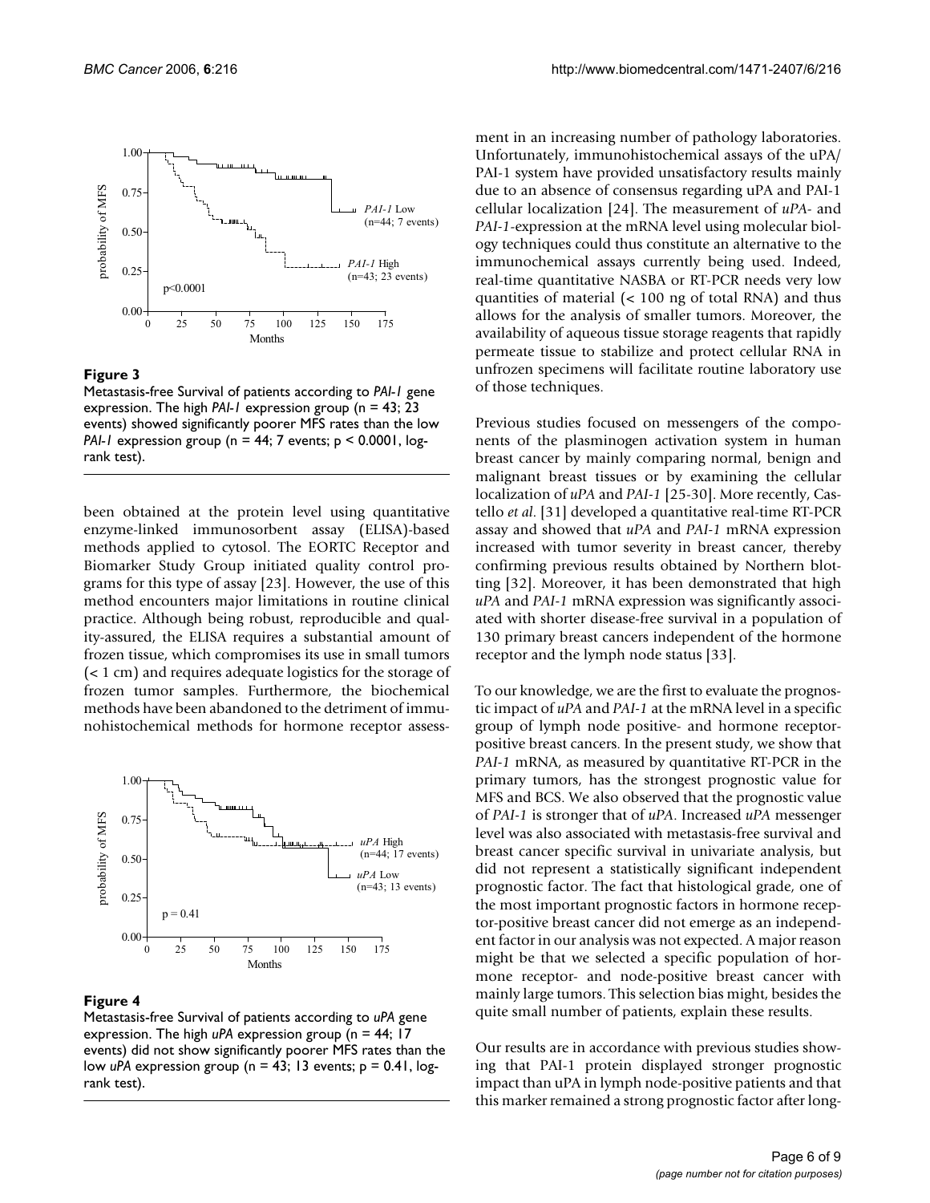**Figure 3**

Metastasis-free Survival of patients according to *PAI-1* gene expression. The high *PAI-1* expression group (n = 43; 23 events) showed significantly poorer MFS rates than the low *PAI-1* expression group (n = 44; 7 events; p < 0.0001, log-rank test).

been obtained at the protein level using quantitative enzyme-linked immunosorbent assay (ELISA)-based methods applied to cytosol. The EORTC Receptor and Biomarker Study Group initiated quality control programs for this type of assay [23]. However, the use of this method encounters major limitations in routine clinical practice. Although being robust, reproducible and quality-assured, the ELISA requires a substantial amount of frozen tissue, which compromises its use in small tumors (< 1 cm) and requires adequate logistics for the storage of frozen tumor samples. Furthermore, the biochemical methods have been abandoned to the detriment of immunohistochemical methods for hormone receptor assessment in an increasing number of pathology laboratories. Unfortunately, immunohistochemical assays of the uPA/PAI-1 system have provided unsatisfactory results mainly due to an absence of consensus regarding uPA and PAI-1 cellular localization [24]. The measurement of *uPA*- and *PAI-1*-expression at the mRNA level using molecular biology techniques could thus constitute an alternative to the immunochemical assays currently being used. Indeed, real-time quantitative NASBA or RT-PCR needs very low quantities of material (< 100 ng of total RNA) and thus allows for the analysis of smaller tumors. Moreover, the availability of aqueous tissue storage reagents that rapidly permeate tissue to stabilize and protect cellular RNA in unfrozen specimens will facilitate routine laboratory use of those techniques.

**Figure 4**

Metastasis-free Survival of patients according to *uPA* gene expression. The high *uPA* expression group (n = 44; 17 events) did not show significantly poorer MFS rates than the low *uPA* expression group (n = 43; 13 events; p = 0.41, log-rank test).

Previous studies focused on messengers of the components of the plasminogen activation system in human breast cancer by mainly comparing normal, benign and malignant breast tissues or by examining the cellular localization of *uPA* and *PAI-1* [25-30]. More recently, Castello *et al*. [31] developed a quantitative real-time RT-PCR assay and showed that *uPA* and *PAI-1* mRNA expression increased with tumor severity in breast cancer, thereby confirming previous results obtained by Northern blotting [32]. Moreover, it has been demonstrated that high *uPA* and *PAI-1* mRNA expression was significantly associated with shorter disease-free survival in a population of 130 primary breast cancers independent of the hormone receptor and the lymph node status [33].

To our knowledge, we are the first to evaluate the prognostic impact of *uPA* and *PAI-1* at the mRNA level in a specific group of lymph node positive- and hormone receptor-positive breast cancers. In the present study, we show that *PAI-1* mRNA, as measured by quantitative RT-PCR in the primary tumors, has the strongest prognostic value for MFS and BCS. We also observed that the prognostic value of *PAI-1* is stronger that of *uPA*. Increased *uPA* messenger level was also associated with metastasis-free survival and breast cancer specific survival in univariate analysis, but did not represent a statistically significant independent prognostic factor. The fact that histological grade, one of the most important prognostic factors in hormone receptor-positive breast cancer did not emerge as an independent factor in our analysis was not expected. A major reason might be that we selected a specific population of hormone receptor- and node-positive breast cancer with mainly large tumors. This selection bias might, besides the quite small number of patients, explain these results.

Our results are in accordance with previous studies showing that PAI-1 protein displayed stronger prognostic impact than uPA in lymph node-positive patients and that this marker remained a strong prognostic factor after long-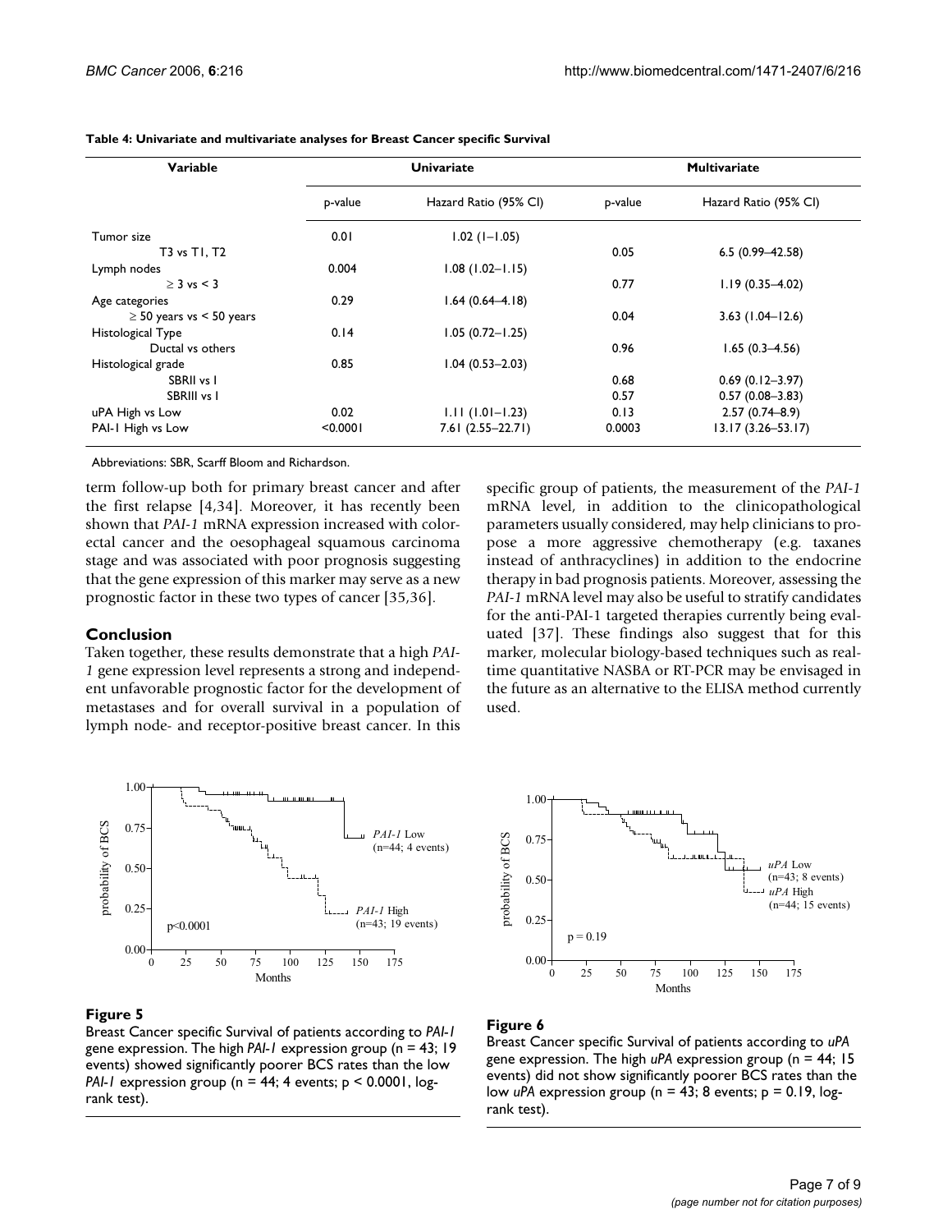**Table 4: Univariate and multivariate analyses for Breast Cancer specific Survival**

| Variable | Univariate | | Multivariate | |
|---|---|---|---|---|
| | p-value | Hazard Ratio (95% CI) | p-value | Hazard Ratio (95% CI) |
| Tumor size | 0.01 | 1.02 (1–1.05) | | |
| T3 vs T1, T2 | | | 0.05 | 6.5 (0.99–42.58) |
| Lymph nodes | 0.004 | 1.08 (1.02–1.15) | | |
| ≥ 3 vs < 3 | | | 0.77 | 1.19 (0.35–4.02) |
| Age categories | 0.29 | 1.64 (0.64–4.18) | | |
| ≥ 50 years vs < 50 years | | | 0.04 | 3.63 (1.04–12.6) |
| Histological Type | 0.14 | 1.05 (0.72–1.25) | | |
| Ductal vs others | | | 0.96 | 1.65 (0.3–4.56) |
| Histological grade | 0.85 | 1.04 (0.53–2.03) | | |
| SBRII vs I | | | 0.68 | 0.69 (0.12–3.97) |
| SBRIII vs I | | | 0.57 | 0.57 (0.08–3.83) |
| uPA High vs Low | 0.02 | 1.11 (1.01–1.23) | 0.13 | 2.57 (0.74–8.9) |
| PAI-1 High vs Low | <0.0001 | 7.61 (2.55–22.71) | 0.0003 | 13.17 (3.26–53.17) |

Abbreviations: SBR, Scarff Bloom and Richardson.

term follow-up both for primary breast cancer and after the first relapse [4,34]. Moreover, it has recently been shown that *PAI-1* mRNA expression increased with colorectal cancer and the oesophageal squamous carcinoma stage and was associated with poor prognosis suggesting that the gene expression of this marker may serve as a new prognostic factor in these two types of cancer [35,36].

## Conclusion

Taken together, these results demonstrate that a high *PAI-1* gene expression level represents a strong and independent unfavorable prognostic factor for the development of metastases and for overall survival in a population of lymph node- and receptor-positive breast cancer. In this specific group of patients, the measurement of the *PAI-1* mRNA level, in addition to the clinicopathological parameters usually considered, may help clinicians to propose a more aggressive chemotherapy (e.g. taxanes instead of anthracyclines) in addition to the endocrine therapy in bad prognosis patients. Moreover, assessing the *PAI-1* mRNA level may also be useful to stratify candidates for the anti-PAI-1 targeted therapies currently being evaluated [37]. These findings also suggest that for this marker, molecular biology-based techniques such as real-time quantitative NASBA or RT-PCR may be envisaged in the future as an alternative to the ELISA method currently used.

**Figure 5**

Breast Cancer specific Survival of patients according to *PAI-1* gene expression. The high *PAI-1* expression group (n = 43; 19 events) showed significantly poorer BCS rates than the low *PAI-1* expression group (n = 44; 4 events; p < 0.0001, log-rank test).

**Figure 6**

Breast Cancer specific Survival of patients according to *uPA* gene expression. The high *uPA* expression group (n = 44; 15 events) did not show significantly poorer BCS rates than the low *uPA* expression group (n = 43; 8 events; p = 0.19, log-rank test).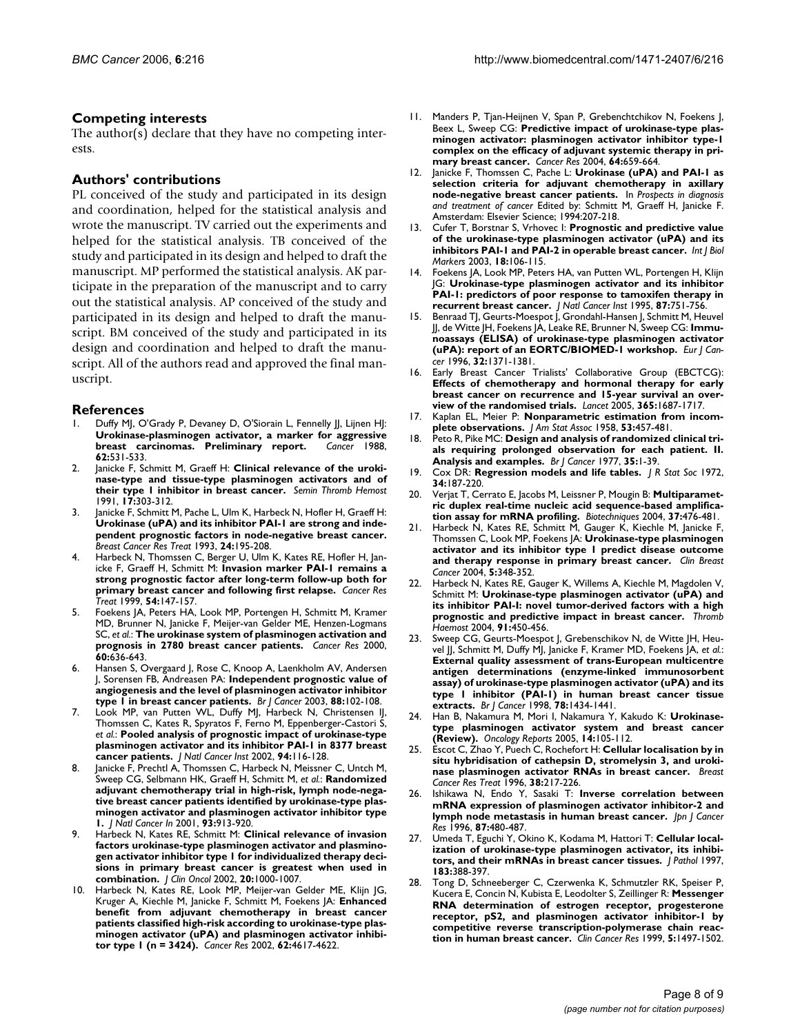## Competing interests

The author(s) declare that they have no competing interests.

## Authors' contributions

PL conceived of the study and participated in its design and coordination, helped for the statistical analysis and wrote the manuscript. TV carried out the experiments and helped for the statistical analysis. TB conceived of the study and participated in its design and helped to draft the manuscript. MP performed the statistical analysis. AK participate in the preparation of the manuscript and to carry out the statistical analysis. AP conceived of the study and participated in its design and helped to draft the manuscript. BM conceived of the study and participated in its design and coordination and helped to draft the manuscript. All of the authors read and approved the final manuscript.

## References

1. Duffy MJ, O'Grady P, Devaney D, O'Siorain L, Fennelly JJ, Lijnen HJ: **Urokinase-plasminogen activator, a marker for aggressive breast carcinomas. Preliminary report.** *Cancer* 1988, **62:**531-533.
2. Janicke F, Schmitt M, Graeff H: **Clinical relevance of the urokinase-type and tissue-type plasminogen activators and of their type 1 inhibitor in breast cancer.** *Semin Thromb Hemost* 1991, **17:**303-312.
3. Janicke F, Schmitt M, Pache L, Ulm K, Harbeck N, Hofler H, Graeff H: **Urokinase (uPA) and its inhibitor PAI-1 are strong and independent prognostic factors in node-negative breast cancer.** *Breast Cancer Res Treat* 1993, **24:**195-208.
4. Harbeck N, Thomssen C, Berger U, Ulm K, Kates RE, Hofler H, Janicke F, Graeff H, Schmitt M: **Invasion marker PAI-1 remains a strong prognostic factor after long-term follow-up both for primary breast cancer and following first relapse.** *Cancer Res Treat* 1999, **54:**147-157.
5. Foekens JA, Peters HA, Look MP, Portengen H, Schmitt M, Kramer MD, Brunner N, Janicke F, Meijer-van Gelder ME, Henzen-Logmans SC, *et al.*: **The urokinase system of plasminogen activation and prognosis in 2780 breast cancer patients.** *Cancer Res* 2000, **60:**636-643.
6. Hansen S, Overgaard J, Rose C, Knoop A, Laenkholm AV, Andersen J, Sorensen FB, Andreasen PA: **Independent prognostic value of angiogenesis and the level of plasminogen activator inhibitor type 1 in breast cancer patients.** *Br J Cancer* 2003, **88:**102-108.
7. Look MP, van Putten WL, Duffy MJ, Harbeck N, Christensen IJ, Thomssen C, Kates R, Spyratos F, Ferno M, Eppenberger-Castori S, *et al.*: **Pooled analysis of prognostic impact of urokinase-type plasminogen activator and its inhibitor PAI-1 in 8377 breast cancer patients.** *J Natl Cancer Inst* 2002, **94:**116-128.
8. Janicke F, Prechtl A, Thomssen C, Harbeck N, Meissner C, Untch M, Sweep CG, Selbmann HK, Graeff H, Schmitt M, *et al.*: **Randomized adjuvant chemotherapy trial in high-risk, lymph node-negative breast cancer patients identified by urokinase-type plasminogen activator and plasminogen activator inhibitor type 1.** *J Natl Cancer In* 2001, **93:**913-920.
9. Harbeck N, Kates RE, Schmitt M: **Clinical relevance of invasion factors urokinase-type plasminogen activator and plasminogen activator inhibitor type 1 for individualized therapy decisions in primary breast cancer is greatest when used in combination.** *J Clin Oncol* 2002, **20:**1000-1007.
10. Harbeck N, Kates RE, Look MP, Meijer-van Gelder ME, Klijn JG, Kruger A, Kiechle M, Janicke F, Schmitt M, Foekens JA: **Enhanced benefit from adjuvant chemotherapy in breast cancer patients classified high-risk according to urokinase-type plasminogen activator (uPA) and plasminogen activator inhibitor type 1 (n = 3424).** *Cancer Res* 2002, **62:**4617-4622.
11. Manders P, Tjan-Heijnen V, Span P, Grebenchtchikov N, Foekens J, Beex L, Sweep CG: **Predictive impact of urokinase-type plasminogen activator: plasminogen activator inhibitor type-1 complex on the efficacy of adjuvant systemic therapy in primary breast cancer.** *Cancer Res* 2004, **64:**659-664.
12. Janicke F, Thomssen C, Pache L: **Urokinase (uPA) and PAI-1 as selection criteria for adjuvant chemotherapy in axillary node-negative breast cancer patients.** In *Prospects in diagnosis and treatment of cancer* Edited by: Schmitt M, Graeff H, Janicke F. Amsterdam: Elsevier Science; 1994:207-218.
13. Cufer T, Borstnar S, Vrhovec I: **Prognostic and predictive value of the urokinase-type plasminogen activator (uPA) and its inhibitors PAI-1 and PAI-2 in operable breast cancer.** *Int J Biol Markers* 2003, **18:**106-115.
14. Foekens JA, Look MP, Peters HA, van Putten WL, Portengen H, Klijn JG: **Urokinase-type plasminogen activator and its inhibitor PAI-1: predictors of poor response to tamoxifen therapy in recurrent breast cancer.** *J Natl Cancer Inst* 1995, **87:**751-756.
15. Benraad TJ, Geurts-Moespot J, Grondahl-Hansen J, Schmitt M, Heuvel JJ, de Witte JH, Foekens JA, Leake RE, Brunner N, Sweep CG: **Immunoassays (ELISA) of urokinase-type plasminogen activator (uPA): report of an EORTC/BIOMED-1 workshop.** *Eur J Cancer* 1996, **32:**1371-1381.
16. Early Breast Cancer Trialists' Collaborative Group (EBCTCG): **Effects of chemotherapy and hormonal therapy for early breast cancer on recurrence and 15-year survival an overview of the randomised trials.** *Lancet* 2005, **365:**1687-1717.
17. Kaplan EL, Meier P: **Nonparametric estimation from incomplete observations.** *J Am Stat Assoc* 1958, **53:**457-481.
18. Peto R, Pike MC: **Design and analysis of randomized clinical trials requiring prolonged observation for each patient. II. Analysis and examples.** *Br J Cancer* 1977, **35:**1-39.
19. Cox DR: **Regression models and life tables.** *J R Stat Soc* 1972, **34:**187-220.
20. Verjat T, Cerrato E, Jacobs M, Leissner P, Mougin B: **Multiparametric duplex real-time nucleic acid sequence-based amplification assay for mRNA profiling.** *Biotechniques* 2004, **37:**476-481.
21. Harbeck N, Kates RE, Schmitt M, Gauger K, Kiechle M, Janicke F, Thomssen C, Look MP, Foekens JA: **Urokinase-type plasminogen activator and its inhibitor type 1 predict disease outcome and therapy response in primary breast cancer.** *Clin Breast Cancer* 2004, **5:**348-352.
22. Harbeck N, Kates RE, Gauger K, Willems A, Kiechle M, Magdolen V, Schmitt M: **Urokinase-type plasminogen activator (uPA) and its inhibitor PAI-I: novel tumor-derived factors with a high prognostic and predictive impact in breast cancer.** *Thromb Haemost* 2004, **91:**450-456.
23. Sweep CG, Geurts-Moespot J, Grebenschikov N, de Witte JH, Heuvel JJ, Schmitt M, Duffy MJ, Janicke F, Kramer MD, Foekens JA, *et al.*: **External quality assessment of trans-European multicentre antigen determinations (enzyme-linked immunosorbent assay) of urokinase-type plasminogen activator (uPA) and its type 1 inhibitor (PAI-1) in human breast cancer tissue extracts.** *Br J Cancer* 1998, **78:**1434-1441.
24. Han B, Nakamura M, Mori I, Nakamura Y, Kakudo K: **Urokinase-type plasminogen activator system and breast cancer (Review).** *Oncology Reports* 2005, **14:**105-112.
25. Escot C, Zhao Y, Puech C, Rochefort H: **Cellular localisation by in situ hybridisation of cathepsin D, stromelysin 3, and urokinase plasminogen activator RNAs in breast cancer.** *Breast Cancer Res Treat* 1996, **38:**217-226.
26. Ishikawa N, Endo Y, Sasaki T: **Inverse correlation between mRNA expression of plasminogen activator inhibitor-2 and lymph node metastasis in human breast cancer.** *Jpn J Cancer Res* 1996, **87:**480-487.
27. Umeda T, Eguchi Y, Okino K, Kodama M, Hattori T: **Cellular localization of urokinase-type plasminogen activator, its inhibitors, and their mRNAs in breast cancer tissues.** *J Pathol* 1997, **183:**388-397.
28. Tong D, Schneeberger C, Czerwenka K, Schmutzler RK, Speiser P, Kucera E, Concin N, Kubista E, Leodolter S, Zeillinger R: **Messenger RNA determination of estrogen receptor, progesterone receptor, pS2, and plasminogen activator inhibitor-1 by competitive reverse transcription-polymerase chain reaction in human breast cancer.** *Clin Cancer Res* 1999, **5:**1497-1502.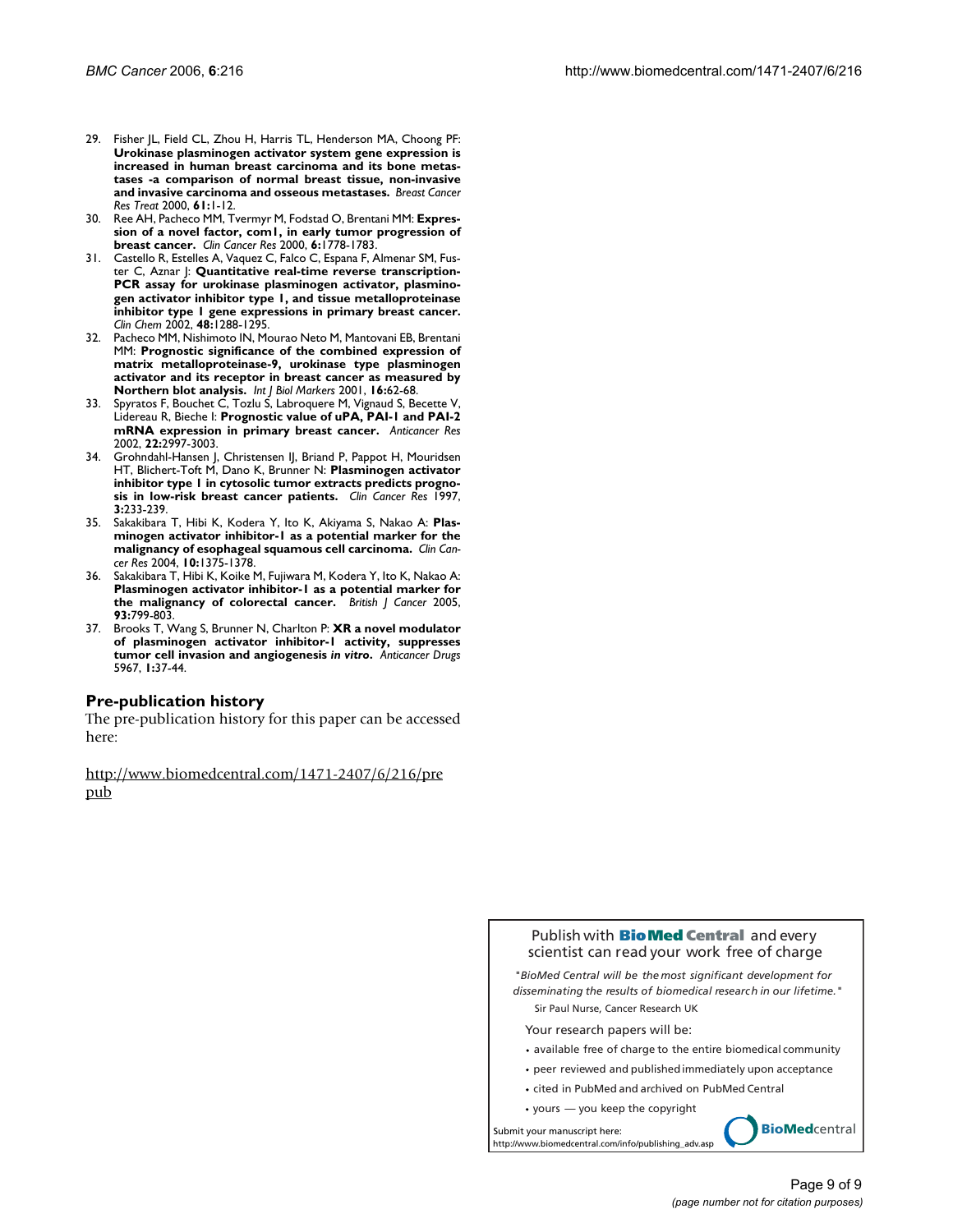29. Fisher JL, Field CL, Zhou H, Harris TL, Henderson MA, Choong PF: **Urokinase plasminogen activator system gene expression is increased in human breast carcinoma and its bone metastases -a comparison of normal breast tissue, non-invasive and invasive carcinoma and osseous metastases.** *Breast Cancer Res Treat* 2000, **61:**1-12.
30. Ree AH, Pacheco MM, Tvermyr M, Fodstad O, Brentani MM: **Expression of a novel factor, com1, in early tumor progression of breast cancer.** *Clin Cancer Res* 2000, **6:**1778-1783.
31. Castello R, Estelles A, Vaquez C, Falco C, Espana F, Almenar SM, Fuster C, Aznar J: **Quantitative real-time reverse transcription-PCR assay for urokinase plasminogen activator, plasminogen activator inhibitor type 1, and tissue metalloproteinase inhibitor type 1 gene expressions in primary breast cancer.** *Clin Chem* 2002, **48:**1288-1295.
32. Pacheco MM, Nishimoto IN, Mourao Neto M, Mantovani EB, Brentani MM: **Prognostic significance of the combined expression of matrix metalloproteinase-9, urokinase type plasminogen activator and its receptor in breast cancer as measured by Northern blot analysis.** *Int J Biol Markers* 2001, **16:**62-68.
33. Spyratos F, Bouchet C, Tozlu S, Labroquere M, Vignaud S, Becette V, Lidereau R, Bieche I: **Prognostic value of uPA, PAI-1 and PAI-2 mRNA expression in primary breast cancer.** *Anticancer Res* 2002, **22:**2997-3003.
34. Grohndahl-Hansen J, Christensen IJ, Briand P, Pappot H, Mouridsen HT, Blichert-Toft M, Dano K, Brunner N: **Plasminogen activator inhibitor type 1 in cytosolic tumor extracts predicts prognosis in low-risk breast cancer patients.** *Clin Cancer Res* 1997, **3:**233-239.
35. Sakakibara T, Hibi K, Kodera Y, Ito K, Akiyama S, Nakao A: **Plasminogen activator inhibitor-1 as a potential marker for the malignancy of esophageal squamous cell carcinoma.** *Clin Cancer Res* 2004, **10:**1375-1378.
36. Sakakibara T, Hibi K, Koike M, Fujiwara M, Kodera Y, Ito K, Nakao A: **Plasminogen activator inhibitor-1 as a potential marker for the malignancy of colorectal cancer.** *British J Cancer* 2005, **93:**799-803.
37. Brooks T, Wang S, Brunner N, Charlton P: **XR a novel modulator of plasminogen activator inhibitor-1 activity, suppresses tumor cell invasion and angiogenesis *in vitro*.** *Anticancer Drugs* 5967, **1:**37-44.

## Pre-publication history

The pre-publication history for this paper can be accessed here:

http://www.biomedcentral.com/1471-2407/6/216/prepub

Publish with **BioMed Central** and every scientist can read your work free of charge

*"BioMed Central will be the most significant development for disseminating the results of biomedical research in our lifetime."*

Sir Paul Nurse, Cancer Research UK

Your research papers will be:

- available free of charge to the entire biomedical community
- peer reviewed and published immediately upon acceptance
- cited in PubMed and archived on PubMed Central
- yours — you keep the copyright

Submit your manuscript here:
http://www.biomedcentral.com/info/publishing_adv.asp

**BioMed**central